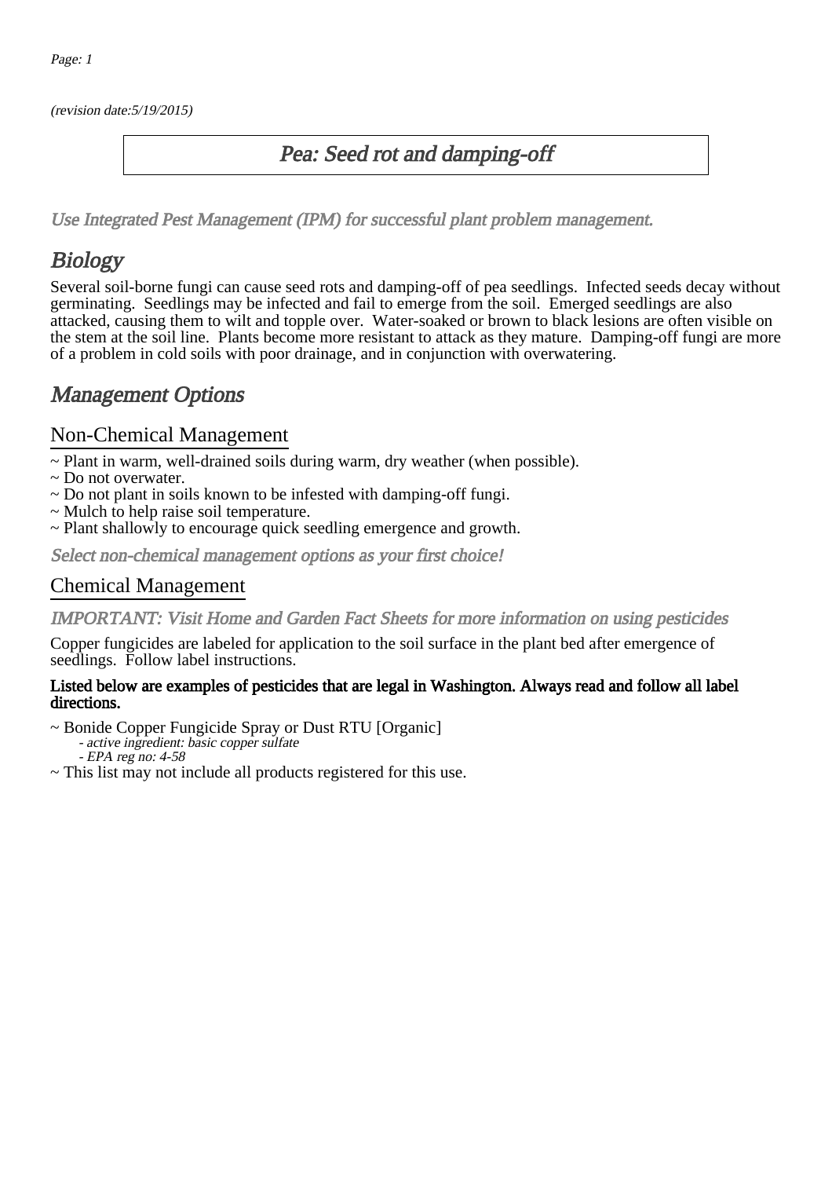(revision date:5/19/2015)

# Pea: Seed rot and damping-off

*Use Integrated Pest Management (IPM) for successful plant problem management.*

## Biology

Several soil-borne fungi can cause seed rots and damping-off of pea seedlings. Infected seeds decay without germinating. Seedlings may be infected and fail to emerge from the soil. Emerged seedlings are also attacked, causing them to wilt and topple over. Water-soaked or brown to black lesions are often visible on the stem at the soil line. Plants become more resistant to attack as they mature. Damping-off fungi are more of a problem in cold soils with poor drainage, and in conjunction with overwatering.

## Management Options

### Non-Chemical Management

~ Plant in warm, well-drained soils during warm, dry weather (when possible).
~ Do not overwater.
~ Do not plant in soils known to be infested with damping-off fungi.
~ Mulch to help raise soil temperature.
~ Plant shallowly to encourage quick seedling emergence and growth.

*Select non-chemical management options as your first choice!*

### Chemical Management

*IMPORTANT: Visit Home and Garden Fact Sheets for more information on using pesticides*

Copper fungicides are labeled for application to the soil surface in the plant bed after emergence of seedlings. Follow label instructions.

**Listed below are examples of pesticides that are legal in Washington. Always read and follow all label directions.**

~ Bonide Copper Fungicide Spray or Dust RTU [Organic]
  - *active ingredient: basic copper sulfate*
  - *EPA reg no: 4-58*

~ This list may not include all products registered for this use.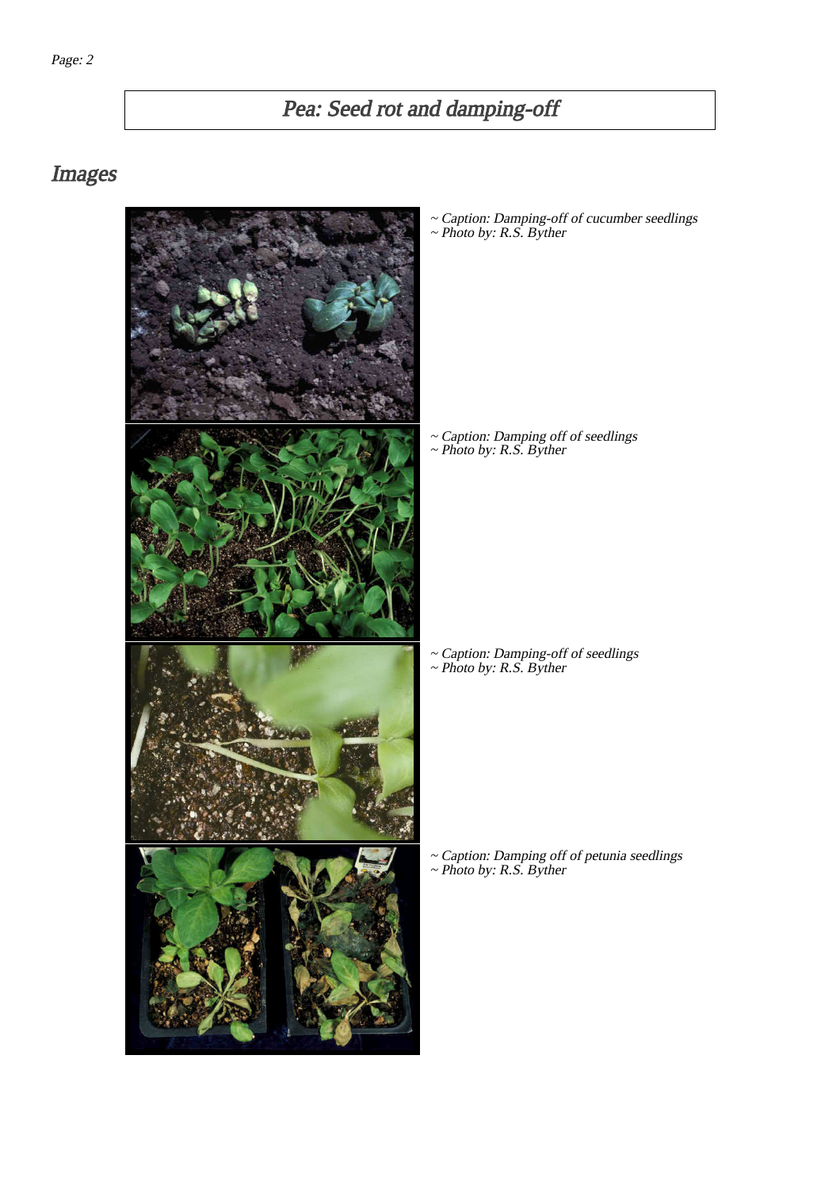# Pea: Seed rot and damping-off

## Images

~ Caption: Damping-off of cucumber seedlings
~ Photo by: R.S. Byther

~ Caption: Damping off of seedlings
~ Photo by: R.S. Byther

~ Caption: Damping-off of seedlings
~ Photo by: R.S. Byther

~ Caption: Damping off of petunia seedlings
~ Photo by: R.S. Byther